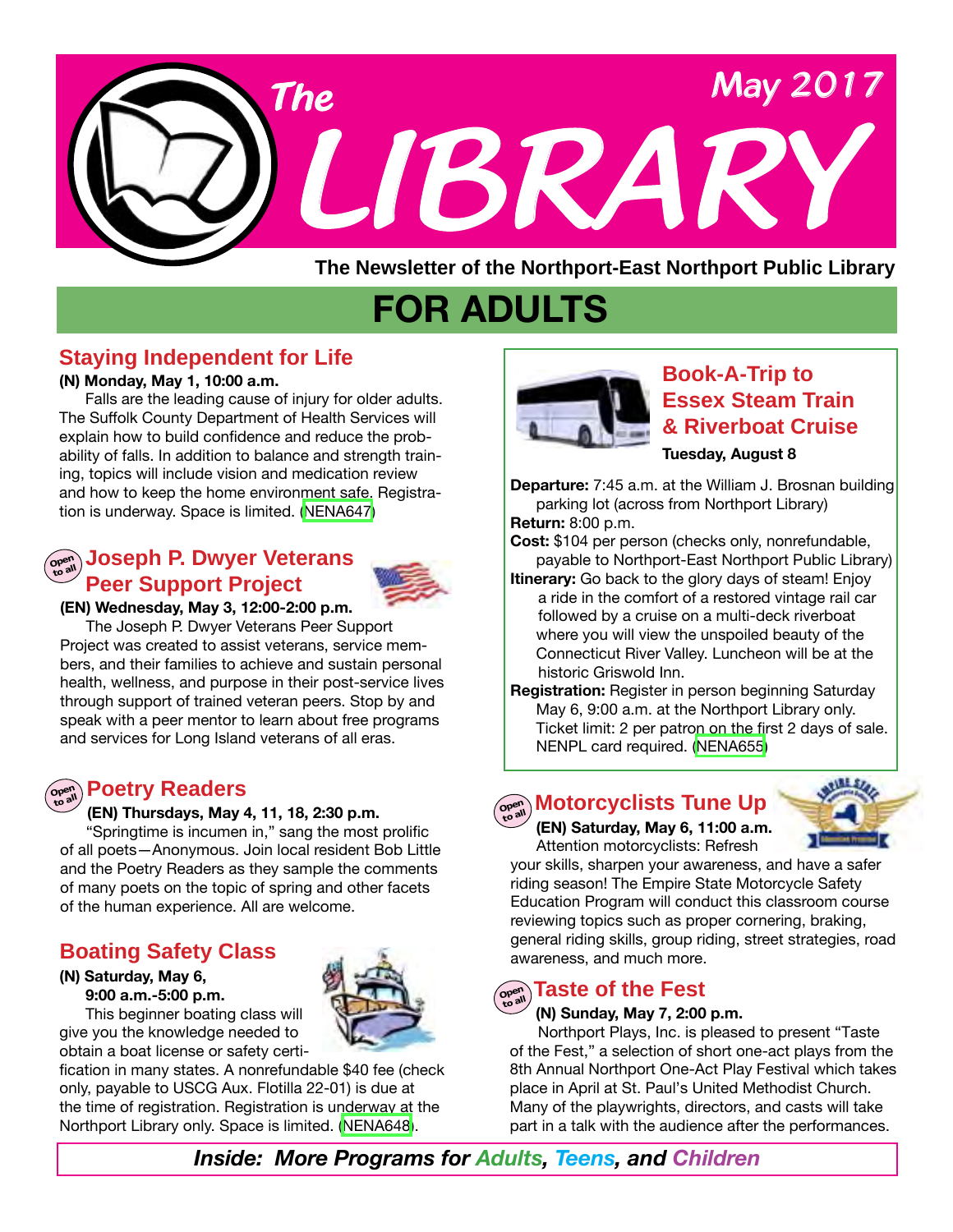# The LIBRARY

May 2017

**The Newsletter of the Northport-East Northport Public Library**

## FOR ADULTS

### Staying Independent for Life

**(N) Monday, May 1, 10:00 a.m.**

Falls are the leading cause of injury for older adults. The Suffolk County Department of Health Services will explain how to build confidence and reduce the probability of falls. In addition to balance and strength training, topics will include vision and medication review and how to keep the home environment safe. Registration is underway. Space is limited. (NENA647)

### Joseph P. Dwyer Veterans Peer Support Project

Open to all

**(EN) Wednesday, May 3, 12:00-2:00 p.m.**

The Joseph P. Dwyer Veterans Peer Support Project was created to assist veterans, service members, and their families to achieve and sustain personal health, wellness, and purpose in their post-service lives through support of trained veteran peers. Stop by and speak with a peer mentor to learn about free programs and services for Long Island veterans of all eras.

### Poetry Readers

Open to all

**(EN) Thursdays, May 4, 11, 18, 2:30 p.m.**

"Springtime is incumen in," sang the most prolific of all poets—Anonymous. Join local resident Bob Little and the Poetry Readers as they sample the comments of many poets on the topic of spring and other facets of the human experience. All are welcome.

### Boating Safety Class

**(N) Saturday, May 6,**
**9:00 a.m.-5:00 p.m.**

This beginner boating class will give you the knowledge needed to obtain a boat license or safety certification in many states. A nonrefundable $40 fee (check only, payable to USCG Aux. Flotilla 22-01) is due at the time of registration. Registration is underway at the Northport Library only. Space is limited. (NENA648).

### Book-A-Trip to Essex Steam Train & Riverboat Cruise

**Tuesday, August 8**

**Departure:** 7:45 a.m. at the William J. Brosnan building parking lot (across from Northport Library)

**Return:** 8:00 p.m.

**Cost:** $104 per person (checks only, nonrefundable, payable to Northport-East Northport Public Library)

**Itinerary:** Go back to the glory days of steam! Enjoy a ride in the comfort of a restored vintage rail car followed by a cruise on a multi-deck riverboat where you will view the unspoiled beauty of the Connecticut River Valley. Luncheon will be at the historic Griswold Inn.

**Registration:** Register in person beginning Saturday May 6, 9:00 a.m. at the Northport Library only. Ticket limit: 2 per patron on the first 2 days of sale. NENPL card required. (NENA655)

### Motorcyclists Tune Up

Open to all

**(EN) Saturday, May 6, 11:00 a.m.**

Attention motorcyclists: Refresh your skills, sharpen your awareness, and have a safer riding season! The Empire State Motorcycle Safety Education Program will conduct this classroom course reviewing topics such as proper cornering, braking, general riding skills, group riding, street strategies, road awareness, and much more.

### Taste of the Fest

Open to all

**(N) Sunday, May 7, 2:00 p.m.**

Northport Plays, Inc. is pleased to present "Taste of the Fest," a selection of short one-act plays from the 8th Annual Northport One-Act Play Festival which takes place in April at St. Paul's United Methodist Church. Many of the playwrights, directors, and casts will take part in a talk with the audience after the performances.

***Inside: More Programs for Adults, Teens, and Children***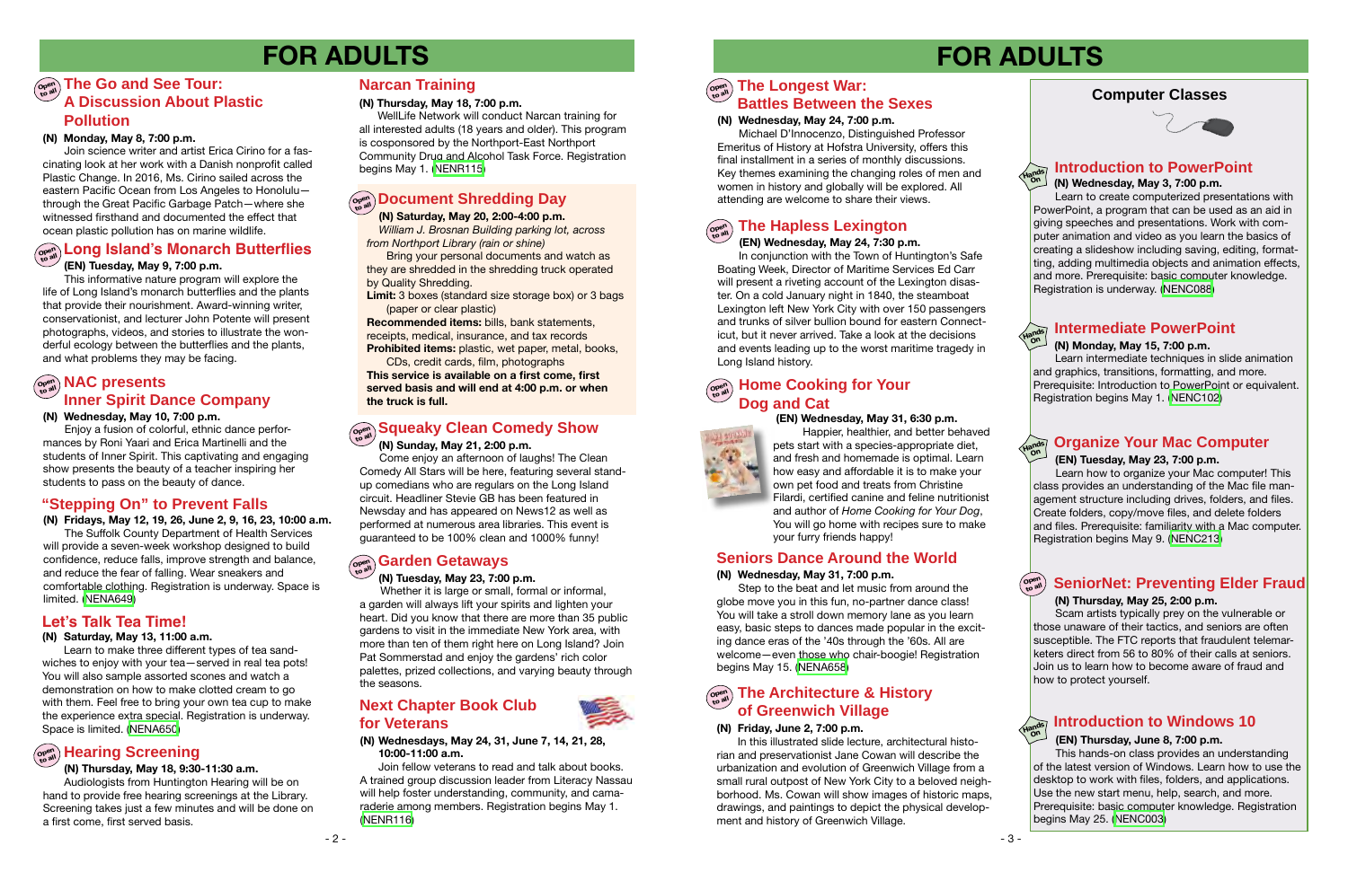# FOR ADULTS

## The Go and See Tour: A Discussion About Plastic Pollution

**(N) Monday, May 8, 7:00 p.m.**

Join science writer and artist Erica Cirino for a fascinating look at her work with a Danish nonprofit called Plastic Change. In 2016, Ms. Cirino sailed across the eastern Pacific Ocean from Los Angeles to Honolulu—through the Great Pacific Garbage Patch—where she witnessed firsthand and documented the effect that ocean plastic pollution has on marine wildlife.

## Long Island's Monarch Butterflies

**(EN) Tuesday, May 9, 7:00 p.m.**

This informative nature program will explore the life of Long Island's monarch butterflies and the plants that provide their nourishment. Award-winning writer, conservationist, and lecturer John Potente will present photographs, videos, and stories to illustrate the wonderful ecology between the butterflies and the plants, and what problems they may be facing.

## NAC presents Inner Spirit Dance Company

**(N) Wednesday, May 10, 7:00 p.m.**

Enjoy a fusion of colorful, ethnic dance performances by Roni Yaari and Erica Martinelli and the students of Inner Spirit. This captivating and engaging show presents the beauty of a teacher inspiring her students to pass on the beauty of dance.

## "Stepping On" to Prevent Falls

**(N) Fridays, May 12, 19, 26, June 2, 9, 16, 23, 10:00 a.m.**

The Suffolk County Department of Health Services will provide a seven-week workshop designed to build confidence, reduce falls, improve strength and balance, and reduce the fear of falling. Wear sneakers and comfortable clothing. Registration is underway. Space is limited. (NENA649)

## Let's Talk Tea Time!

**(N) Saturday, May 13, 11:00 a.m.**

Learn to make three different types of tea sandwiches to enjoy with your tea—served in real tea pots! You will also sample assorted scones and watch a demonstration on how to make clotted cream to go with them. Feel free to bring your own tea cup to make the experience extra special. Registration is underway. Space is limited. (NENA650)

## Hearing Screening

**(N) Thursday, May 18, 9:30-11:30 a.m.**

Audiologists from Huntington Hearing will be on hand to provide free hearing screenings at the Library. Screening takes just a few minutes and will be done on a first come, first served basis.

## Narcan Training

**(N) Thursday, May 18, 7:00 p.m.**

WellLife Network will conduct Narcan training for all interested adults (18 years and older). This program is cosponsored by the Northport-East Northport Community Drug and Alcohol Task Force. Registration begins May 1. (NENR115)

## Document Shredding Day

**(N) Saturday, May 20, 2:00-4:00 p.m.**
*William J. Brosnan Building parking lot, across from Northport Library (rain or shine)*

Bring your personal documents and watch as they are shredded in the shredding truck operated by Quality Shredding.

**Limit:** 3 boxes (standard size storage box) or 3 bags (paper or clear plastic)

**Recommended items:** bills, bank statements, receipts, medical, insurance, and tax records

**Prohibited items:** plastic, wet paper, metal, books, CDs, credit cards, film, photographs

**This service is available on a first come, first served basis and will end at 4:00 p.m. or when the truck is full.**

## Squeaky Clean Comedy Show

**(N) Sunday, May 21, 2:00 p.m.**

Come enjoy an afternoon of laughs! The Clean Comedy All Stars will be here, featuring several stand-up comedians who are regulars on the Long Island circuit. Headliner Stevie GB has been featured in Newsday and has appeared on News12 as well as performed at numerous area libraries. This event is guaranteed to be 100% clean and 1000% funny!

## Garden Getaways

**(N) Tuesday, May 23, 7:00 p.m.**

Whether it is large or small, formal or informal, a garden will always lift your spirits and lighten your heart. Did you know that there are more than 35 public gardens to visit in the immediate New York area, with more than ten of them right here on Long Island? Join Pat Sommerstad and enjoy the gardens' rich color palettes, prized collections, and varying beauty through the seasons.

## Next Chapter Book Club for Veterans

**(N) Wednesdays, May 24, 31, June 7, 14, 21, 28, 10:00-11:00 a.m.**

Join fellow veterans to read and talk about books. A trained group discussion leader from Literacy Nassau will help foster understanding, community, and camaraderie among members. Registration begins May 1. (NENR116)

# FOR ADULTS

## The Longest War: Battles Between the Sexes

**(N) Wednesday, May 24, 7:00 p.m.**

Michael D'Innocenzo, Distinguished Professor Emeritus of History at Hofstra University, offers this final installment in a series of monthly discussions. Key themes examining the changing roles of men and women in history and globally will be explored. All attending are welcome to share their views.

## The Hapless Lexington

**(EN) Wednesday, May 24, 7:30 p.m.**

In conjunction with the Town of Huntington's Safe Boating Week, Director of Maritime Services Ed Carr will present a riveting account of the Lexington disaster. On a cold January night in 1840, the steamboat Lexington left New York City with over 150 passengers and trunks of silver bullion bound for eastern Connecticut, but it never arrived. Take a look at the decisions and events leading up to the worst maritime tragedy in Long Island history.

## Home Cooking for Your Dog and Cat

**(EN) Wednesday, May 31, 6:30 p.m.**

Happier, healthier, and better behaved pets start with a species-appropriate diet, and fresh and homemade is optimal. Learn how easy and affordable it is to make your own pet food and treats from Christine Filardi, certified canine and feline nutritionist and author of *Home Cooking for Your Dog*. You will go home with recipes sure to make your furry friends happy!

## Seniors Dance Around the World

**(N) Wednesday, May 31, 7:00 p.m.**

Step to the beat and let music from around the globe move you in this fun, no-partner dance class! You will take a stroll down memory lane as you learn easy, basic steps to dances made popular in the exciting dance eras of the '40s through the '60s. All are welcome—even those who chair-boogie! Registration begins May 15. (NENA658)

## The Architecture & History of Greenwich Village

**(N) Friday, June 2, 7:00 p.m.**

In this illustrated slide lecture, architectural historian and preservationist Jane Cowan will describe the urbanization and evolution of Greenwich Village from a small rural outpost of New York City to a beloved neighborhood. Ms. Cowan will show images of historic maps, drawings, and paintings to depict the physical development and history of Greenwich Village.

## Computer Classes

### Introduction to PowerPoint

**(N) Wednesday, May 3, 7:00 p.m.**

Learn to create computerized presentations with PowerPoint, a program that can be used as an aid in giving speeches and presentations. Work with computer animation and video as you learn the basics of creating a slideshow including saving, editing, formatting, adding multimedia objects and animation effects, and more. Prerequisite: basic computer knowledge. Registration is underway. (NENC088)

### Intermediate PowerPoint

**(N) Monday, May 15, 7:00 p.m.**

Learn intermediate techniques in slide animation and graphics, transitions, formatting, and more. Prerequisite: Introduction to PowerPoint or equivalent. Registration begins May 1. (NENC102)

### Organize Your Mac Computer

**(EN) Tuesday, May 23, 7:00 p.m.**

Learn how to organize your Mac computer! This class provides an understanding of the Mac file management structure including drives, folders, and files. Create folders, copy/move files, and delete folders and files. Prerequisite: familiarity with a Mac computer. Registration begins May 9. (NENC213)

### SeniorNet: Preventing Elder Fraud

**(N) Thursday, May 25, 2:00 p.m.**

Scam artists typically prey on the vulnerable or those unaware of their tactics, and seniors are often susceptible. The FTC reports that fraudulent telemarketers direct from 56 to 80% of their calls at seniors. Join us to learn how to become aware of fraud and how to protect yourself.

### Introduction to Windows 10

**(EN) Thursday, June 8, 7:00 p.m.**

This hands-on class provides an understanding of the latest version of Windows. Learn how to use the desktop to work with files, folders, and applications. Use the new start menu, help, search, and more. Prerequisite: basic computer knowledge. Registration begins May 25. (NENC003)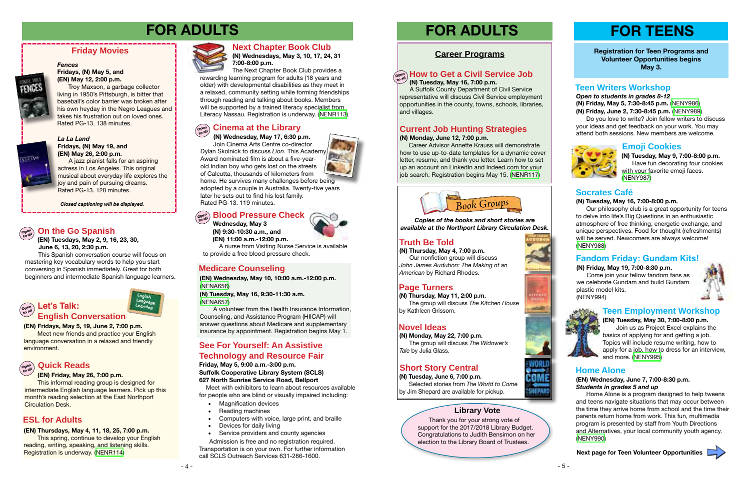# FOR ADULTS

## Friday Movies

***Fences***
**Fridays, (N) May 5, and**
**(EN) May 12, 2:00 p.m.**

Troy Maxson, a garbage collector living in 1950's Pittsburgh, is bitter that baseball's color barrier was broken after his own heyday in the Negro Leagues and takes his frustration out on loved ones. Rated PG-13. 138 minutes.

***La La Land***
**Fridays, (N) May 19, and**
**(EN) May 26, 2:00 p.m.**

A jazz pianist falls for an aspiring actress in Los Angeles. This original musical about everyday life explores the joy and pain of pursuing dreams. Rated PG-13. 128 minutes.

***Closed captioning will be displayed.***

## On the Go Spanish

Open to all

**(EN) Tuesdays, May 2, 9, 16, 23, 30, June 6, 13, 20, 2:30 p.m.**

This Spanish conversation course will focus on mastering key vocabulary words to help you start conversing in Spanish immediately. Great for both beginners and intermediate Spanish language learners.

## Let's Talk: English Conversation

Open to all

**(EN) Fridays, May 5, 19, June 2, 7:00 p.m.**

Meet new friends and practice your English language conversation in a relaxed and friendly environment.

## Quick Reads

Open to all

**(EN) Friday, May 26, 7:00 p.m.**

This informal reading group is designed for intermediate English language learners. Pick up this month's reading selection at the East Northport Circulation Desk.

## ESL for Adults

**(EN) Thursdays, May 4, 11, 18, 25, 7:00 p.m.**

This spring, continue to develop your English reading, writing, speaking, and listening skills. Registration is underway. (NENR114)

## Next Chapter Book Club

**(N) Wednesdays, May 3, 10, 17, 24, 31**
**7:00-8:00 p.m.**

The Next Chapter Book Club provides a rewarding learning program for adults (18 years and older) with developmental disabilities as they meet in a relaxed, community setting while forming friendships through reading and talking about books. Members will be supported by a trained literacy specialist from Literacy Nassau. Registration is underway. (NENR113)

## Cinema at the Library

Open to all

**(N) Wednesday, May 17, 6:30 p.m.**

Join Cinema Arts Centre co-director Dylan Skolnick to discuss *Lion*. This Academy Award nominated film is about a five-year-old Indian boy who gets lost on the streets of Calcutta, thousands of kilometers from home. He survives many challenges before being adopted by a couple in Australia. Twenty-five years later he sets out to find his lost family. Rated PG-13. 119 minutes.

## Blood Pressure Check

Open to all

**Wednesday, May 3**
**(N) 9:30-10:30 a.m., and**
**(EN) 11:00 a.m.-12:00 p.m.**

A nurse from Visiting Nurse Service is available to provide a free blood pressure check.

## Medicare Counseling

**(EN) Wednesday, May 10, 10:00 a.m.-12:00 p.m.** (NENA656)

**(N) Tuesday, May 16, 9:30-11:30 a.m.** (NENA657)

A volunteer from the Health Insurance Information, Counseling, and Assistance Program (HIICAP) will answer questions about Medicare and supplementary insurance by appointment. Registration begins May 1.

## See For Yourself: An Assistive Technology and Resource Fair

**Friday, May 5, 9:00 a.m.-3:00 p.m.**
**Suffolk Cooperative Library System (SCLS)**
**627 North Sunrise Service Road, Bellport**

Meet with exhibitors to learn about resources available for people who are blind or visually impaired including:

- Magnification devices
- Reading machines
- Computers with voice, large print, and braille
- Devices for daily living
- Service providers and county agencies

Admission is free and no registration required. Transportation is on your own. For further information call SCLS Outreach Services 631-286-1600.

# FOR ADULTS

## Career Programs

### How to Get a Civil Service Job

Open to all

**(N) Tuesday, May 16, 7:00 p.m.**

A Suffolk County Department of Civil Service representative will discuss Civil Service employment opportunities in the county, towns, schools, libraries, and villages.

### Current Job Hunting Strategies

**(N) Monday, June 12, 7:00 p.m.**

Career Advisor Annette Krauss will demonstrate how to use up-to-date templates for a dynamic cover letter, resume, and thank you letter. Learn how to set up an account on LinkedIn and Indeed.com for your job search. Registration begins May 15. (NENR117)

## Book Groups

***Copies of the books and short stories are available at the Northport Library Circulation Desk.***

### Truth Be Told

**(N) Thursday, May 4, 7:00 p.m.**

Our nonfiction group will discuss *John James Audubon: The Making of an American* by Richard Rhodes.

### Page Turners

**(N) Thursday, May 11, 2:00 p.m.**

The group will discuss *The Kitchen House* by Kathleen Grissom.

### Novel Ideas

**(N) Monday, May 22, 7:00 p.m.**

The group will discuss *The Widower's Tale* by Julia Glass.

### Short Story Central

**(N) Tuesday, June 6, 7:00 p.m.**

Selected stories from *The World to Come* by Jim Shepard are available for pickup.

## Library Vote

Thank you for your strong vote of support for the 2017/2018 Library Budget. Congratulations to Judith Bensimon on her election to the Library Board of Trustees.

# FOR TEENS

**Registration for Teen Programs and Volunteer Opportunities begins May 3.**

## Teen Writers Workshop

***Open to students in grades 8-12***
**(N) Friday, May 5, 7:30-8:45 p.m.** (NENY986)
**(N) Friday, June 2, 7:30-8:45 p.m.** (NENY989)

Do you love to write? Join fellow writers to discuss your ideas and get feedback on your work. You may attend both sessions. New members are welcome.

## Emoji Cookies

**(N) Tuesday, May 9, 7:00-8:00 p.m.**

Have fun decorating four cookies with your favorite emoji faces. (NENY987)

## Socrates Café

**(N) Tuesday, May 16, 7:00-8:00 p.m.**

Our philosophy club is a great opportunity for teens to delve into life's Big Questions in an enthusiastic atmosphere of free thinking, energetic exchange, and unique perspectives. Food for thought (refreshments) will be served. Newcomers are always welcome! (NENY988)

## Fandom Friday: Gundam Kits!

**(N) Friday, May 19, 7:00-8:30 p.m.**

Come join your fellow fandom fans as we celebrate Gundam and build Gundam plastic model kits. (NENY994)

## Teen Employment Workshop

**(EN) Tuesday, May 30, 7:00-8:00 p.m.**

Join us as Project Excel explains the basics of applying for and getting a job. Topics will include resume writing, how to apply for a job, how to dress for an interview, and more. (NENY995)

## Home Alone

**(EN) Wednesday, June 7, 7:00-8:30 p.m.**
***Students in grades 5 and up***

Home Alone is a program designed to help tweens and teens navigate situations that may occur between the time they arrive home from school and the time their parents return home from work. This fun, multimedia program is presented by staff from Youth Directions and Alternatives, your local community youth agency. (NENY990)

**Next page for Teen Volunteer Opportunities**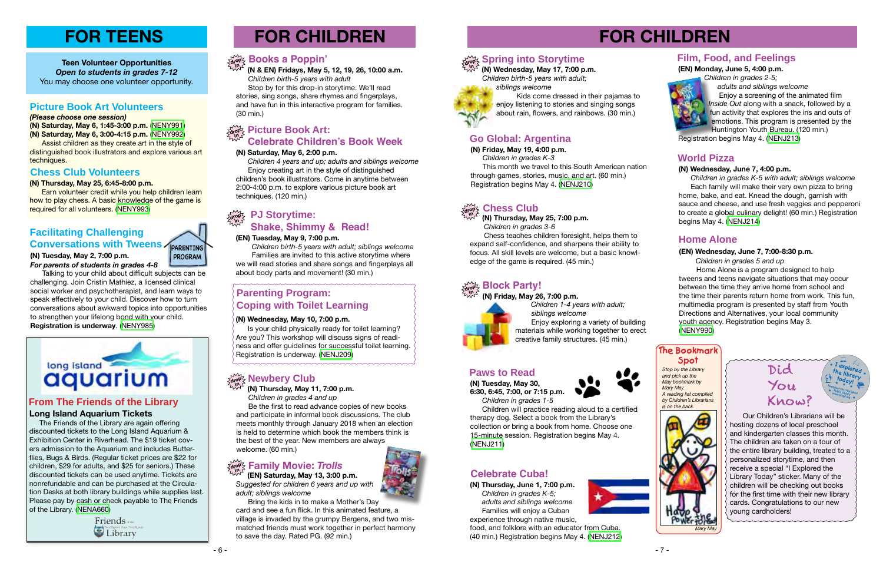# FOR TEENS

**Teen Volunteer Opportunities**
***Open to students in grades 7-12***
You may choose one volunteer opportunity.

## Picture Book Art Volunteers

***(Please choose one session)***
**(N) Saturday, May 6, 1:45-3:00 p.m.** (NENY991)
**(N) Saturday, May 6, 3:00-4:15 p.m.** (NENY992)

Assist children as they create art in the style of distinguished book illustrators and explore various art techniques.

## Chess Club Volunteers

**(N) Thursday, May 25, 6:45-8:00 p.m.**

Earn volunteer credit while you help children learn how to play chess. A basic knowledge of the game is required for all volunteers. (NENY993)

## Facilitating Challenging Conversations with Tweens

PARENTING PROGRAM

**(N) Tuesday, May 2, 7:00 p.m.**
***For parents of students in grades 4-8***

Talking to your child about difficult subjects can be challenging. Join Cristin Mathiez, a licensed clinical social worker and psychotherapist, and learn ways to speak effectively to your child. Discover how to turn conversations about awkward topics into opportunities to strengthen your lifelong bond with your child. **Registration is underway**. (NENY985)

## From The Friends of the Library

### Long Island Aquarium Tickets

The Friends of the Library are again offering discounted tickets to the Long Island Aquarium & Exhibition Center in Riverhead. The $19 ticket covers admission to the Aquarium and includes Butterflies, Bugs & Birds. (Regular ticket prices are $22 for children, $29 for adults, and $25 for seniors.) These discounted tickets can be used anytime. Tickets are nonrefundable and can be purchased at the Circulation Desks at both library buildings while supplies last. Please pay by cash or check payable to The Friends of the Library. (NENA660)

# FOR CHILDREN

## Books a Poppin'

drop in

**(N & EN) Fridays, May 5, 12, 19, 26, 10:00 a.m.**
*Children birth-5 years with adult*

Stop by for this drop-in storytime. We'll read stories, sing songs, share rhymes and fingerplays, and have fun in this interactive program for families. (30 min.)

## Picture Book Art: Celebrate Children's Book Week

drop in

**(N) Saturday, May 6, 2:00 p.m.**
*Children 4 years and up; adults and siblings welcome*

Enjoy creating art in the style of distinguished children's book illustrators. Come in anytime between 2:00-4:00 p.m. to explore various picture book art techniques. (120 min.)

## PJ Storytime: Shake, Shimmy & Read!

drop in

**(EN) Tuesday, May 9, 7:00 p.m.**
*Children birth-5 years with adult; siblings welcome*

Families are invited to this active storytime where we will read stories and share songs and fingerplays all about body parts and movement! (30 min.)

## Parenting Program: Coping with Toilet Learning

**(N) Wednesday, May 10, 7:00 p.m.**

Is your child physically ready for toilet learning? Are you? This workshop will discuss signs of readiness and offer guidelines for successful toilet learning. Registration is underway. (NENJ209)

## Newbery Club

drop in

**(N) Thursday, May 11, 7:00 p.m.**
*Children in grades 4 and up*

Be the first to read advance copies of new books and participate in informal book discussions. The club meets monthly through January 2018 when an election is held to determine which book the members think is the best of the year. New members are always welcome. (60 min.)

## Family Movie: *Trolls*

drop in

**(EN) Saturday, May 13, 3:00 p.m.**
*Suggested for children 6 years and up with adult; siblings welcome*

Bring the kids in to make a Mother's Day card and see a fun flick. In this animated feature, a village is invaded by the grumpy Bergens, and two mismatched friends must work together in perfect harmony to save the day. Rated PG. (92 min.)

## Spring into Storytime

drop in

**(N) Wednesday, May 17, 7:00 p.m.**
*Children birth-5 years with adult; siblings welcome*

Kids come dressed in their pajamas to enjoy listening to stories and singing songs about rain, flowers, and rainbows. (30 min.)

## Go Global: Argentina

**(N) Friday, May 19, 4:00 p.m.**
*Children in grades K-3*

This month we travel to this South American nation through games, stories, music, and art. (60 min.) Registration begins May 4. (NENJ210)

## Chess Club

drop in

**(N) Thursday, May 25, 7:00 p.m.**
*Children in grades 3-6*

Chess teaches children foresight, helps them to expand self-confidence, and sharpens their ability to focus. All skill levels are welcome, but a basic knowledge of the game is required. (45 min.)

## Block Party!

drop in

**(N) Friday, May 26, 7:00 p.m.**
*Children 1-4 years with adult; siblings welcome*

Enjoy exploring a variety of building materials while working together to erect creative family structures. (45 min.)

## Paws to Read

**(N) Tuesday, May 30, 6:30, 6:45, 7:00, or 7:15 p.m.**
*Children in grades 1-5*

Children will practice reading aloud to a certified therapy dog. Select a book from the Library's collection or bring a book from home. Choose one 15-minute session. Registration begins May 4. (NENJ211)

## Celebrate Cuba!

**(N) Thursday, June 1, 7:00 p.m.**
*Children in grades K-5; adults and siblings welcome*

Families will enjoy a Cuban experience through native music, food, and folklore with an educator from Cuba. (40 min.) Registration begins May 4. (NENJ212)

## Film, Food, and Feelings

**(EN) Monday, June 5, 4:00 p.m.**
*Children in grades 2-5; adults and siblings welcome*

Enjoy a screening of the animated film *Inside Out* along with a snack, followed by a fun activity that explores the ins and outs of emotions. This program is presented by the Huntington Youth Bureau. (120 min.) Registration begins May 4. (NENJ213)

## World Pizza

**(N) Wednesday, June 7, 4:00 p.m.**
*Children in grades K-5 with adult; siblings welcome*

Each family will make their very own pizza to bring home, bake, and eat. Knead the dough, garnish with sauce and cheese, and use fresh veggies and pepperoni to create a global culinary delight! (60 min.) Registration begins May 4. (NENJ214)

## Home Alone

**(EN) Wednesday, June 7, 7:00-8:30 p.m.**
*Children in grades 5 and up*

Home Alone is a program designed to help tweens and teens navigate situations that may occur between the time they arrive home from school and the time their parents return home from work. This fun, multimedia program is presented by staff from Youth Directions and Alternatives, your local community youth agency. Registration begins May 3. (NENY990)

## The Bookmark Spot

*Stop by the Library and pick up the May bookmark by Mary May. A reading list compiled by Children's Librarians is on the back.*

*Mary May*

## Did You Know?

Our Children's Librarians will be hosting dozens of local preschool and kindergarten classes this month. The children are taken on a tour of the entire library building, treated to a personalized storytime, and then receive a special "I Explored the Library Today" sticker. Many of the children will be checking out books for the first time with their new library cards. Congratulations to our new young cardholders!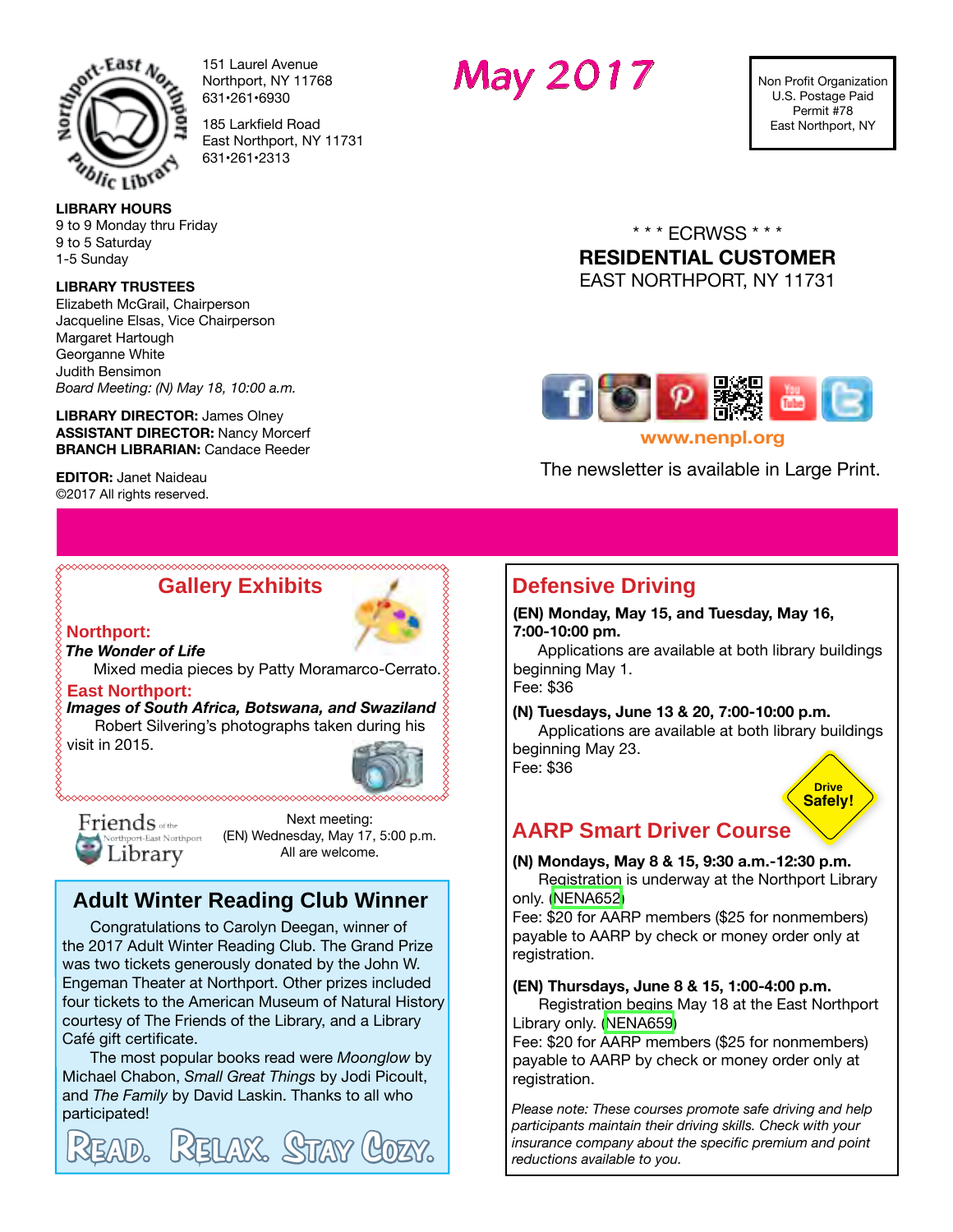151 Laurel Avenue
Northport, NY 11768
631•261•6930

185 Larkfield Road
East Northport, NY 11731
631•261•2313

# May 2017

Non Profit Organization
U.S. Postage Paid
Permit #78
East Northport, NY

**LIBRARY HOURS**
9 to 9 Monday thru Friday
9 to 5 Saturday
1-5 Sunday

**LIBRARY TRUSTEES**
Elizabeth McGrail, Chairperson
Jacqueline Elsas, Vice Chairperson
Margaret Hartough
Georganne White
Judith Bensimon
*Board Meeting: (N) May 18, 10:00 a.m.*

**LIBRARY DIRECTOR:** James Olney
**ASSISTANT DIRECTOR:** Nancy Morcerf
**BRANCH LIBRARIAN:** Candace Reeder

**EDITOR:** Janet Naideau
©2017 All rights reserved.

\* \* \* ECRWSS \* \* \*
**RESIDENTIAL CUSTOMER**
EAST NORTHPORT, NY 11731

www.nenpl.org

The newsletter is available in Large Print.

## Gallery Exhibits

**Northport:**
***The Wonder of Life***
Mixed media pieces by Patty Moramarco-Cerrato.

**East Northport:**
***Images of South Africa, Botswana, and Swaziland***
Robert Silvering's photographs taken during his visit in 2015.

Friends of the Northport-East Northport Library

Next meeting:
(EN) Wednesday, May 17, 5:00 p.m.
All are welcome.

## Adult Winter Reading Club Winner

Congratulations to Carolyn Deegan, winner of the 2017 Adult Winter Reading Club. The Grand Prize was two tickets generously donated by the John W. Engeman Theater at Northport. Other prizes included four tickets to the American Museum of Natural History courtesy of The Friends of the Library, and a Library Café gift certificate.

The most popular books read were *Moonglow* by Michael Chabon, *Small Great Things* by Jodi Picoult, and *The Family* by David Laskin. Thanks to all who participated!

READ. RELAX. STAY COZY.

## Defensive Driving

**(EN) Monday, May 15, and Tuesday, May 16, 7:00-10:00 pm.**
Applications are available at both library buildings beginning May 1.
Fee: $36

**(N) Tuesdays, June 13 & 20, 7:00-10:00 p.m.**
Applications are available at both library buildings beginning May 23.
Fee: $36

Drive Safely!

## AARP Smart Driver Course

**(N) Mondays, May 8 & 15, 9:30 a.m.-12:30 p.m.**
Registration is underway at the Northport Library only. (NENA652)
Fee: $20 for AARP members ($25 for nonmembers) payable to AARP by check or money order only at registration.

**(EN) Thursdays, June 8 & 15, 1:00-4:00 p.m.**
Registration begins May 18 at the East Northport Library only. (NENA659)
Fee: $20 for AARP members ($25 for nonmembers) payable to AARP by check or money order only at registration.

*Please note: These courses promote safe driving and help participants maintain their driving skills. Check with your insurance company about the specific premium and point reductions available to you.*